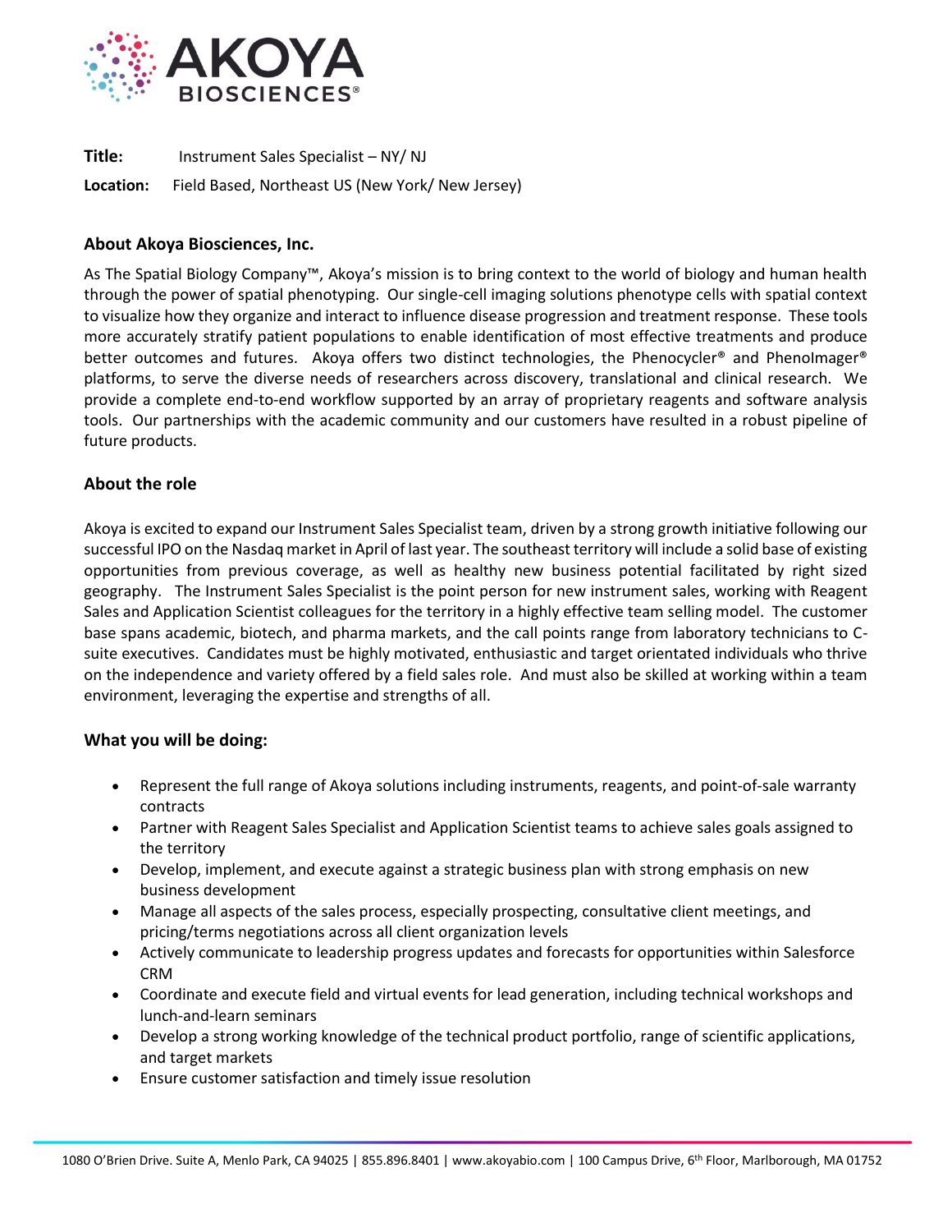**Title:** Instrument Sales Specialist – NY/ NJ

**Location:** Field Based, Northeast US (New York/ New Jersey)

## About Akoya Biosciences, Inc.

As The Spatial Biology Company™, Akoya's mission is to bring context to the world of biology and human health through the power of spatial phenotyping. Our single-cell imaging solutions phenotype cells with spatial context to visualize how they organize and interact to influence disease progression and treatment response. These tools more accurately stratify patient populations to enable identification of most effective treatments and produce better outcomes and futures. Akoya offers two distinct technologies, the Phenocycler® and PhenoImager® platforms, to serve the diverse needs of researchers across discovery, translational and clinical research. We provide a complete end-to-end workflow supported by an array of proprietary reagents and software analysis tools. Our partnerships with the academic community and our customers have resulted in a robust pipeline of future products.

## About the role

Akoya is excited to expand our Instrument Sales Specialist team, driven by a strong growth initiative following our successful IPO on the Nasdaq market in April of last year. The southeast territory will include a solid base of existing opportunities from previous coverage, as well as healthy new business potential facilitated by right sized geography. The Instrument Sales Specialist is the point person for new instrument sales, working with Reagent Sales and Application Scientist colleagues for the territory in a highly effective team selling model. The customer base spans academic, biotech, and pharma markets, and the call points range from laboratory technicians to C-suite executives. Candidates must be highly motivated, enthusiastic and target orientated individuals who thrive on the independence and variety offered by a field sales role. And must also be skilled at working within a team environment, leveraging the expertise and strengths of all.

## What you will be doing:

- Represent the full range of Akoya solutions including instruments, reagents, and point-of-sale warranty contracts
- Partner with Reagent Sales Specialist and Application Scientist teams to achieve sales goals assigned to the territory
- Develop, implement, and execute against a strategic business plan with strong emphasis on new business development
- Manage all aspects of the sales process, especially prospecting, consultative client meetings, and pricing/terms negotiations across all client organization levels
- Actively communicate to leadership progress updates and forecasts for opportunities within Salesforce CRM
- Coordinate and execute field and virtual events for lead generation, including technical workshops and lunch-and-learn seminars
- Develop a strong working knowledge of the technical product portfolio, range of scientific applications, and target markets
- Ensure customer satisfaction and timely issue resolution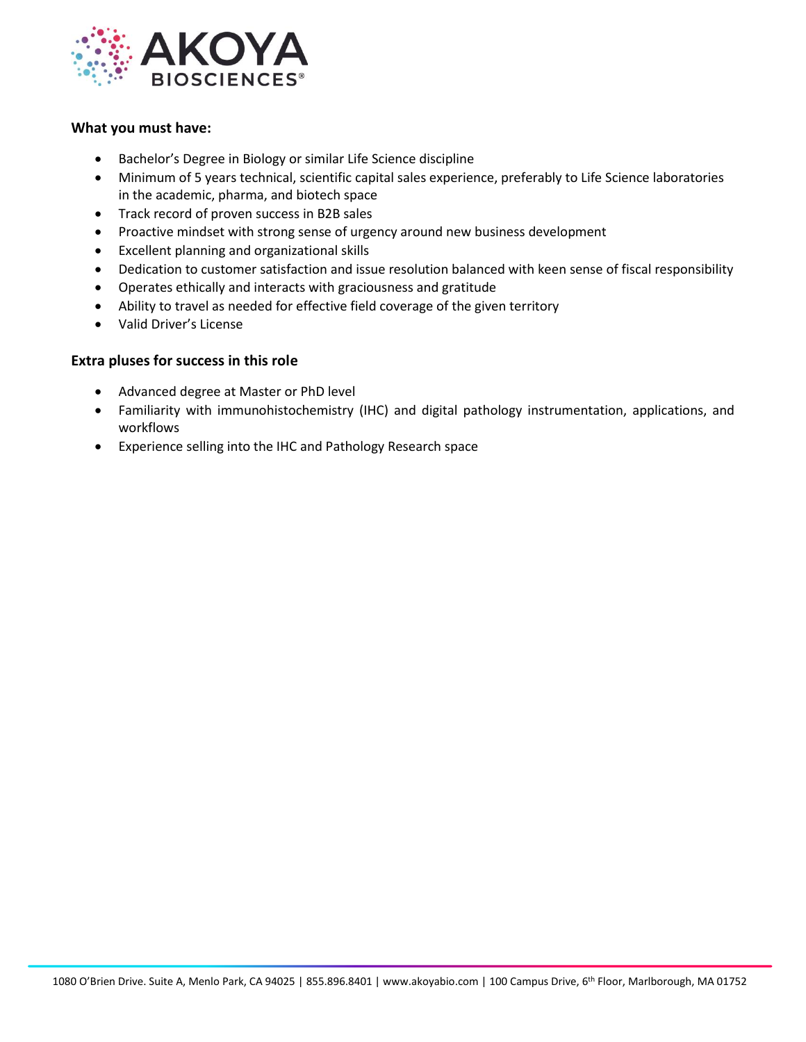**What you must have:**

- Bachelor's Degree in Biology or similar Life Science discipline
- Minimum of 5 years technical, scientific capital sales experience, preferably to Life Science laboratories in the academic, pharma, and biotech space
- Track record of proven success in B2B sales
- Proactive mindset with strong sense of urgency around new business development
- Excellent planning and organizational skills
- Dedication to customer satisfaction and issue resolution balanced with keen sense of fiscal responsibility
- Operates ethically and interacts with graciousness and gratitude
- Ability to travel as needed for effective field coverage of the given territory
- Valid Driver's License

**Extra pluses for success in this role**

- Advanced degree at Master or PhD level
- Familiarity with immunohistochemistry (IHC) and digital pathology instrumentation, applications, and workflows
- Experience selling into the IHC and Pathology Research space